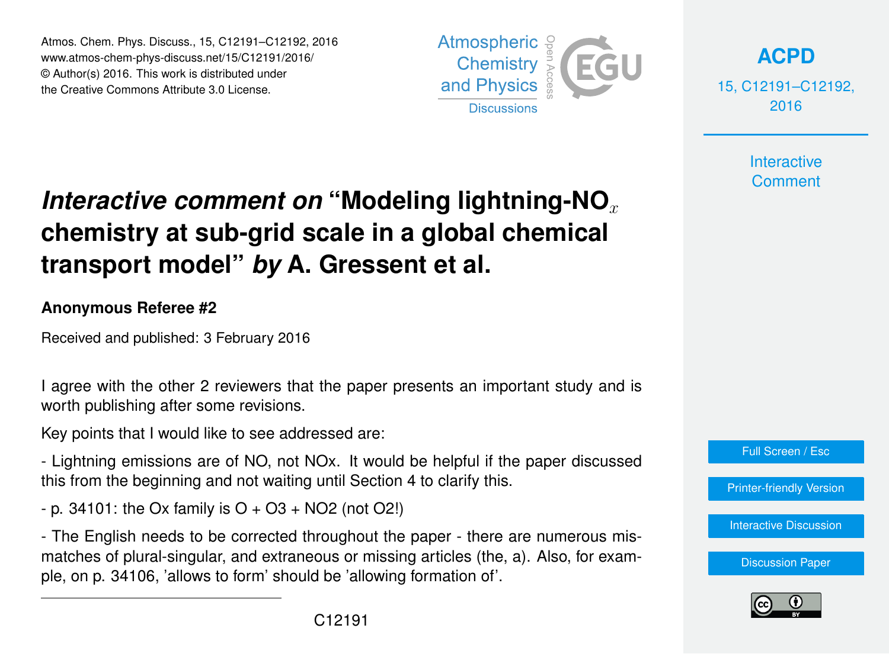# *Interactive comment on* “Modeling lightning-$NO_x$ chemistry at sub-grid scale in a global chemical transport model” *by* A. Gressent et al.

**Anonymous Referee #2**

Received and published: 3 February 2016

I agree with the other 2 reviewers that the paper presents an important study and is worth publishing after some revisions.

Key points that I would like to see addressed are:

- Lightning emissions are of NO, not NOx. It would be helpful if the paper discussed this from the beginning and not waiting until Section 4 to clarify this.

- p. 34101: the Ox family is O + O3 + NO2 (not O2!)

- The English needs to be corrected throughout the paper - there are numerous mismatches of plural-singular, and extraneous or missing articles (the, a). Also, for example, on p. 34106, ’allows to form’ should be ’allowing formation of’.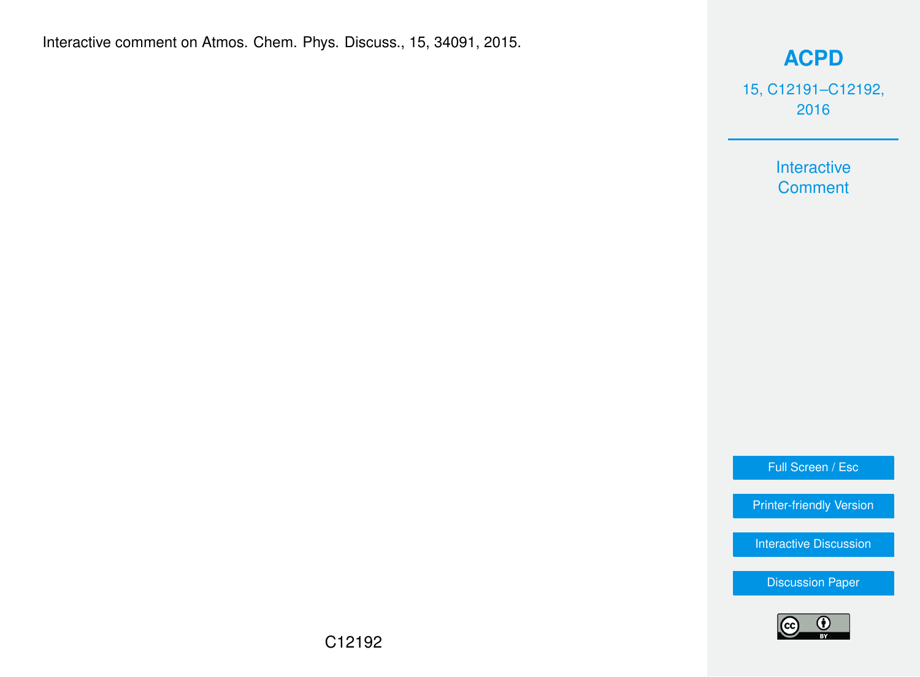Interactive comment on Atmos. Chem. Phys. Discuss., 15, 34091, 2015.